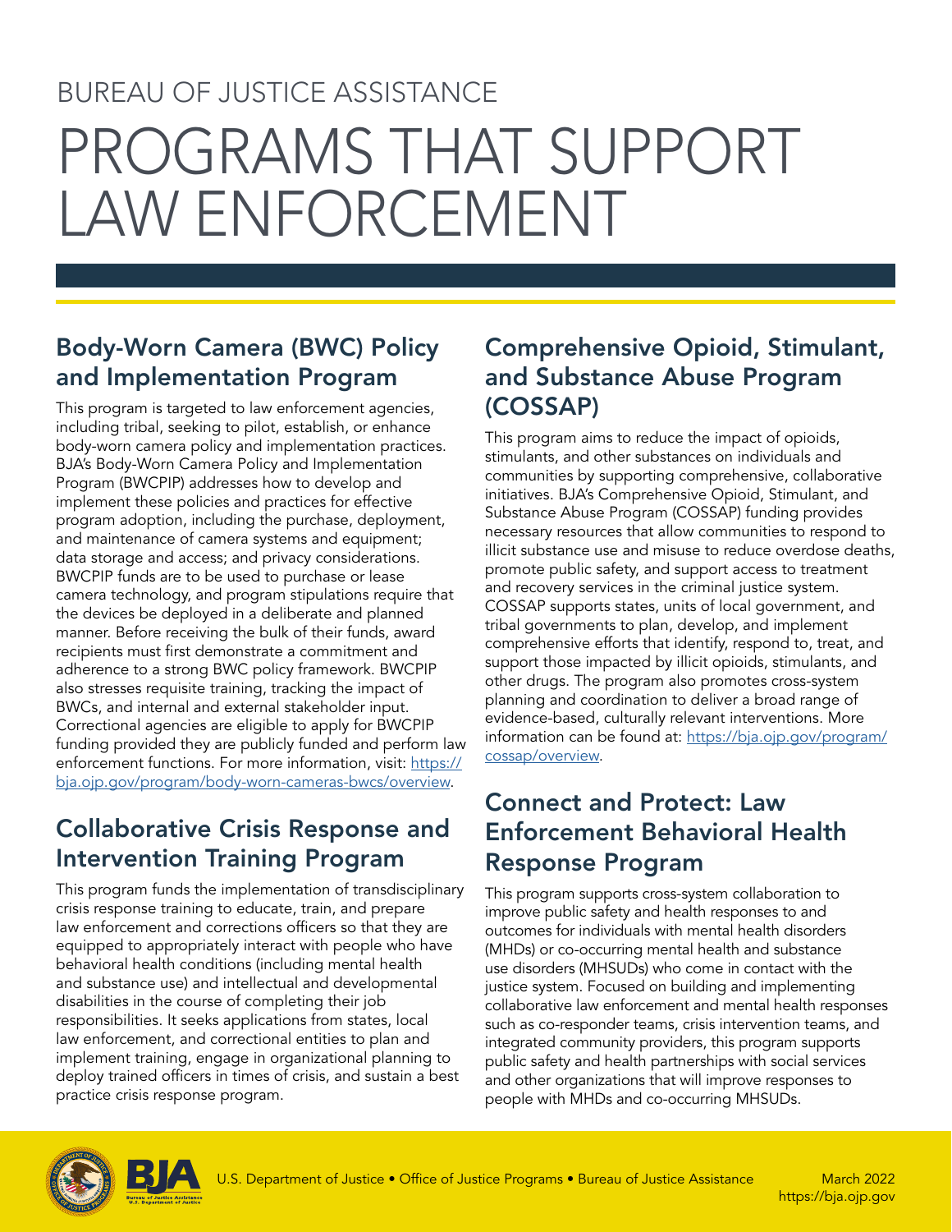BUREAU OF JUSTICE ASSISTANCE

# PROGRAMS THAT SUPPORT LAW ENFORCEMENT

## Body-Worn Camera (BWC) Policy and Implementation Program

This program is targeted to law enforcement agencies, including tribal, seeking to pilot, establish, or enhance body-worn camera policy and implementation practices. BJA's Body-Worn Camera Policy and Implementation Program (BWCPIP) addresses how to develop and implement these policies and practices for effective program adoption, including the purchase, deployment, and maintenance of camera systems and equipment; data storage and access; and privacy considerations. BWCPIP funds are to be used to purchase or lease camera technology, and program stipulations require that the devices be deployed in a deliberate and planned manner. Before receiving the bulk of their funds, award recipients must first demonstrate a commitment and adherence to a strong BWC policy framework. BWCPIP also stresses requisite training, tracking the impact of BWCs, and internal and external stakeholder input. Correctional agencies are eligible to apply for BWCPIP funding provided they are publicly funded and perform law enforcement functions. For more information, visit: https://bja.ojp.gov/program/body-worn-cameras-bwcs/overview.

## Collaborative Crisis Response and Intervention Training Program

This program funds the implementation of transdisciplinary crisis response training to educate, train, and prepare law enforcement and corrections officers so that they are equipped to appropriately interact with people who have behavioral health conditions (including mental health and substance use) and intellectual and developmental disabilities in the course of completing their job responsibilities. It seeks applications from states, local law enforcement, and correctional entities to plan and implement training, engage in organizational planning to deploy trained officers in times of crisis, and sustain a best practice crisis response program.

## Comprehensive Opioid, Stimulant, and Substance Abuse Program (COSSAP)

This program aims to reduce the impact of opioids, stimulants, and other substances on individuals and communities by supporting comprehensive, collaborative initiatives. BJA's Comprehensive Opioid, Stimulant, and Substance Abuse Program (COSSAP) funding provides necessary resources that allow communities to respond to illicit substance use and misuse to reduce overdose deaths, promote public safety, and support access to treatment and recovery services in the criminal justice system. COSSAP supports states, units of local government, and tribal governments to plan, develop, and implement comprehensive efforts that identify, respond to, treat, and support those impacted by illicit opioids, stimulants, and other drugs. The program also promotes cross-system planning and coordination to deliver a broad range of evidence-based, culturally relevant interventions. More information can be found at: https://bja.ojp.gov/program/cossap/overview.

## Connect and Protect: Law Enforcement Behavioral Health Response Program

This program supports cross-system collaboration to improve public safety and health responses to and outcomes for individuals with mental health disorders (MHDs) or co-occurring mental health and substance use disorders (MHSUDs) who come in contact with the justice system. Focused on building and implementing collaborative law enforcement and mental health responses such as co-responder teams, crisis intervention teams, and integrated community providers, this program supports public safety and health partnerships with social services and other organizations that will improve responses to people with MHDs and co-occurring MHSUDs.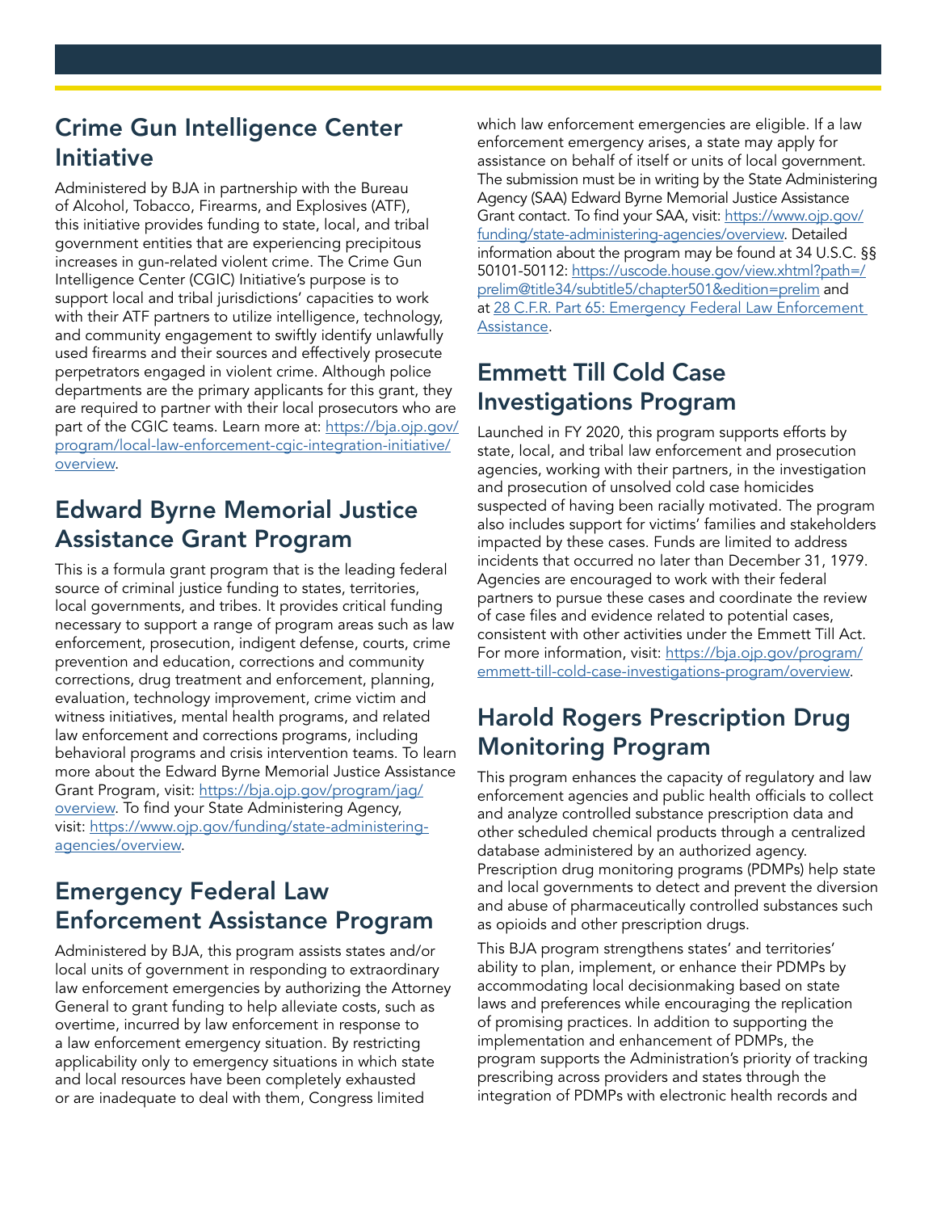## Crime Gun Intelligence Center Initiative

Administered by BJA in partnership with the Bureau of Alcohol, Tobacco, Firearms, and Explosives (ATF), this initiative provides funding to state, local, and tribal government entities that are experiencing precipitous increases in gun-related violent crime. The Crime Gun Intelligence Center (CGIC) Initiative's purpose is to support local and tribal jurisdictions' capacities to work with their ATF partners to utilize intelligence, technology, and community engagement to swiftly identify unlawfully used firearms and their sources and effectively prosecute perpetrators engaged in violent crime. Although police departments are the primary applicants for this grant, they are required to partner with their local prosecutors who are part of the CGIC teams. Learn more at: https://bja.ojp.gov/program/local-law-enforcement-cgic-integration-initiative/overview.

## Edward Byrne Memorial Justice Assistance Grant Program

This is a formula grant program that is the leading federal source of criminal justice funding to states, territories, local governments, and tribes. It provides critical funding necessary to support a range of program areas such as law enforcement, prosecution, indigent defense, courts, crime prevention and education, corrections and community corrections, drug treatment and enforcement, planning, evaluation, technology improvement, crime victim and witness initiatives, mental health programs, and related law enforcement and corrections programs, including behavioral programs and crisis intervention teams. To learn more about the Edward Byrne Memorial Justice Assistance Grant Program, visit: https://bja.ojp.gov/program/jag/overview. To find your State Administering Agency, visit: https://www.ojp.gov/funding/state-administering-agencies/overview.

## Emergency Federal Law Enforcement Assistance Program

Administered by BJA, this program assists states and/or local units of government in responding to extraordinary law enforcement emergencies by authorizing the Attorney General to grant funding to help alleviate costs, such as overtime, incurred by law enforcement in response to a law enforcement emergency situation. By restricting applicability only to emergency situations in which state and local resources have been completely exhausted or are inadequate to deal with them, Congress limited which law enforcement emergencies are eligible. If a law enforcement emergency arises, a state may apply for assistance on behalf of itself or units of local government. The submission must be in writing by the State Administering Agency (SAA) Edward Byrne Memorial Justice Assistance Grant contact. To find your SAA, visit: https://www.ojp.gov/funding/state-administering-agencies/overview. Detailed information about the program may be found at 34 U.S.C. §§ 50101-50112: https://uscode.house.gov/view.xhtml?path=/prelim@title34/subtitle5/chapter501&edition=prelim and at 28 C.F.R. Part 65: Emergency Federal Law Enforcement Assistance.

## Emmett Till Cold Case Investigations Program

Launched in FY 2020, this program supports efforts by state, local, and tribal law enforcement and prosecution agencies, working with their partners, in the investigation and prosecution of unsolved cold case homicides suspected of having been racially motivated. The program also includes support for victims' families and stakeholders impacted by these cases. Funds are limited to address incidents that occurred no later than December 31, 1979. Agencies are encouraged to work with their federal partners to pursue these cases and coordinate the review of case files and evidence related to potential cases, consistent with other activities under the Emmett Till Act. For more information, visit: https://bja.ojp.gov/program/emmett-till-cold-case-investigations-program/overview.

## Harold Rogers Prescription Drug Monitoring Program

This program enhances the capacity of regulatory and law enforcement agencies and public health officials to collect and analyze controlled substance prescription data and other scheduled chemical products through a centralized database administered by an authorized agency. Prescription drug monitoring programs (PDMPs) help state and local governments to detect and prevent the diversion and abuse of pharmaceutically controlled substances such as opioids and other prescription drugs.

This BJA program strengthens states' and territories' ability to plan, implement, or enhance their PDMPs by accommodating local decisionmaking based on state laws and preferences while encouraging the replication of promising practices. In addition to supporting the implementation and enhancement of PDMPs, the program supports the Administration's priority of tracking prescribing across providers and states through the integration of PDMPs with electronic health records and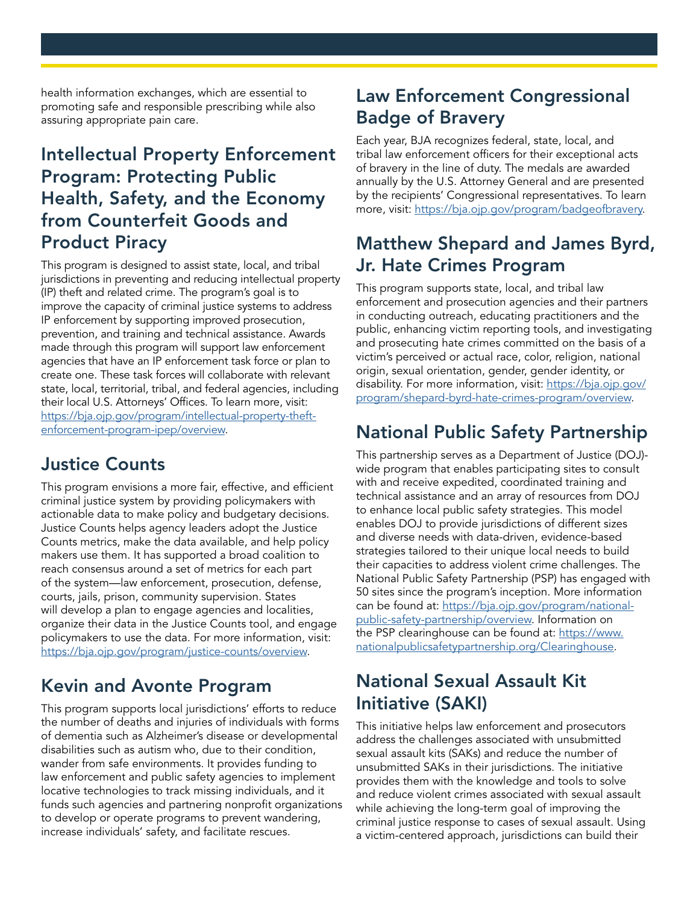health information exchanges, which are essential to promoting safe and responsible prescribing while also assuring appropriate pain care.

## Intellectual Property Enforcement Program: Protecting Public Health, Safety, and the Economy from Counterfeit Goods and Product Piracy

This program is designed to assist state, local, and tribal jurisdictions in preventing and reducing intellectual property (IP) theft and related crime. The program's goal is to improve the capacity of criminal justice systems to address IP enforcement by supporting improved prosecution, prevention, and training and technical assistance. Awards made through this program will support law enforcement agencies that have an IP enforcement task force or plan to create one. These task forces will collaborate with relevant state, local, territorial, tribal, and federal agencies, including their local U.S. Attorneys' Offices. To learn more, visit: https://bja.ojp.gov/program/intellectual-property-theft-enforcement-program-ipep/overview.

## Justice Counts

This program envisions a more fair, effective, and efficient criminal justice system by providing policymakers with actionable data to make policy and budgetary decisions. Justice Counts helps agency leaders adopt the Justice Counts metrics, make the data available, and help policy makers use them. It has supported a broad coalition to reach consensus around a set of metrics for each part of the system—law enforcement, prosecution, defense, courts, jails, prison, community supervision. States will develop a plan to engage agencies and localities, organize their data in the Justice Counts tool, and engage policymakers to use the data. For more information, visit: https://bja.ojp.gov/program/justice-counts/overview.

## Kevin and Avonte Program

This program supports local jurisdictions' efforts to reduce the number of deaths and injuries of individuals with forms of dementia such as Alzheimer's disease or developmental disabilities such as autism who, due to their condition, wander from safe environments. It provides funding to law enforcement and public safety agencies to implement locative technologies to track missing individuals, and it funds such agencies and partnering nonprofit organizations to develop or operate programs to prevent wandering, increase individuals' safety, and facilitate rescues.

## Law Enforcement Congressional Badge of Bravery

Each year, BJA recognizes federal, state, local, and tribal law enforcement officers for their exceptional acts of bravery in the line of duty. The medals are awarded annually by the U.S. Attorney General and are presented by the recipients' Congressional representatives. To learn more, visit: https://bja.ojp.gov/program/badgeofbravery.

## Matthew Shepard and James Byrd, Jr. Hate Crimes Program

This program supports state, local, and tribal law enforcement and prosecution agencies and their partners in conducting outreach, educating practitioners and the public, enhancing victim reporting tools, and investigating and prosecuting hate crimes committed on the basis of a victim's perceived or actual race, color, religion, national origin, sexual orientation, gender, gender identity, or disability. For more information, visit: https://bja.ojp.gov/program/shepard-byrd-hate-crimes-program/overview.

## National Public Safety Partnership

This partnership serves as a Department of Justice (DOJ)-wide program that enables participating sites to consult with and receive expedited, coordinated training and technical assistance and an array of resources from DOJ to enhance local public safety strategies. This model enables DOJ to provide jurisdictions of different sizes and diverse needs with data-driven, evidence-based strategies tailored to their unique local needs to build their capacities to address violent crime challenges. The National Public Safety Partnership (PSP) has engaged with 50 sites since the program's inception. More information can be found at: https://bja.ojp.gov/program/national-public-safety-partnership/overview. Information on the PSP clearinghouse can be found at: https://www.nationalpublicsafetypartnership.org/Clearinghouse.

## National Sexual Assault Kit Initiative (SAKI)

This initiative helps law enforcement and prosecutors address the challenges associated with unsubmitted sexual assault kits (SAKs) and reduce the number of unsubmitted SAKs in their jurisdictions. The initiative provides them with the knowledge and tools to solve and reduce violent crimes associated with sexual assault while achieving the long-term goal of improving the criminal justice response to cases of sexual assault. Using a victim-centered approach, jurisdictions can build their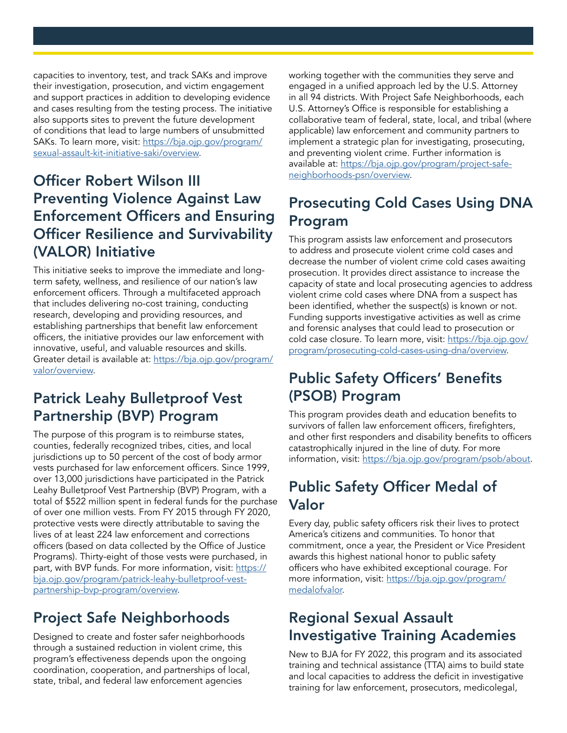capacities to inventory, test, and track SAKs and improve their investigation, prosecution, and victim engagement and support practices in addition to developing evidence and cases resulting from the testing process. The initiative also supports sites to prevent the future development of conditions that lead to large numbers of unsubmitted SAKs. To learn more, visit: [https://bja.ojp.gov/program/sexual-assault-kit-initiative-saki/overview](https://bja.ojp.gov/program/sexual-assault-kit-initiative-saki/overview).

## Officer Robert Wilson III Preventing Violence Against Law Enforcement Officers and Ensuring Officer Resilience and Survivability (VALOR) Initiative

This initiative seeks to improve the immediate and long-term safety, wellness, and resilience of our nation's law enforcement officers. Through a multifaceted approach that includes delivering no-cost training, conducting research, developing and providing resources, and establishing partnerships that benefit law enforcement officers, the initiative provides our law enforcement with innovative, useful, and valuable resources and skills. Greater detail is available at: [https://bja.ojp.gov/program/valor/overview](https://bja.ojp.gov/program/valor/overview).

## Patrick Leahy Bulletproof Vest Partnership (BVP) Program

The purpose of this program is to reimburse states, counties, federally recognized tribes, cities, and local jurisdictions up to 50 percent of the cost of body armor vests purchased for law enforcement officers. Since 1999, over 13,000 jurisdictions have participated in the Patrick Leahy Bulletproof Vest Partnership (BVP) Program, with a total of $522 million spent in federal funds for the purchase of over one million vests. From FY 2015 through FY 2020, protective vests were directly attributable to saving the lives of at least 224 law enforcement and corrections officers (based on data collected by the Office of Justice Programs). Thirty-eight of those vests were purchased, in part, with BVP funds. For more information, visit: [https://bja.ojp.gov/program/patrick-leahy-bulletproof-vest-partnership-bvp-program/overview](https://bja.ojp.gov/program/patrick-leahy-bulletproof-vest-partnership-bvp-program/overview).

## Project Safe Neighborhoods

Designed to create and foster safer neighborhoods through a sustained reduction in violent crime, this program's effectiveness depends upon the ongoing coordination, cooperation, and partnerships of local, state, tribal, and federal law enforcement agencies working together with the communities they serve and engaged in a unified approach led by the U.S. Attorney in all 94 districts. With Project Safe Neighborhoods, each U.S. Attorney's Office is responsible for establishing a collaborative team of federal, state, local, and tribal (where applicable) law enforcement and community partners to implement a strategic plan for investigating, prosecuting, and preventing violent crime. Further information is available at: [https://bja.ojp.gov/program/project-safe-neighborhoods-psn/overview](https://bja.ojp.gov/program/project-safe-neighborhoods-psn/overview).

## Prosecuting Cold Cases Using DNA Program

This program assists law enforcement and prosecutors to address and prosecute violent crime cold cases and decrease the number of violent crime cold cases awaiting prosecution. It provides direct assistance to increase the capacity of state and local prosecuting agencies to address violent crime cold cases where DNA from a suspect has been identified, whether the suspect(s) is known or not. Funding supports investigative activities as well as crime and forensic analyses that could lead to prosecution or cold case closure. To learn more, visit: [https://bja.ojp.gov/program/prosecuting-cold-cases-using-dna/overview](https://bja.ojp.gov/program/prosecuting-cold-cases-using-dna/overview).

## Public Safety Officers' Benefits (PSOB) Program

This program provides death and education benefits to survivors of fallen law enforcement officers, firefighters, and other first responders and disability benefits to officers catastrophically injured in the line of duty. For more information, visit: [https://bja.ojp.gov/program/psob/about](https://bja.ojp.gov/program/psob/about).

## Public Safety Officer Medal of Valor

Every day, public safety officers risk their lives to protect America's citizens and communities. To honor that commitment, once a year, the President or Vice President awards this highest national honor to public safety officers who have exhibited exceptional courage. For more information, visit: [https://bja.ojp.gov/program/medalofvalor](https://bja.ojp.gov/program/medalofvalor).

## Regional Sexual Assault Investigative Training Academies

New to BJA for FY 2022, this program and its associated training and technical assistance (TTA) aims to build state and local capacities to address the deficit in investigative training for law enforcement, prosecutors, medicolegal,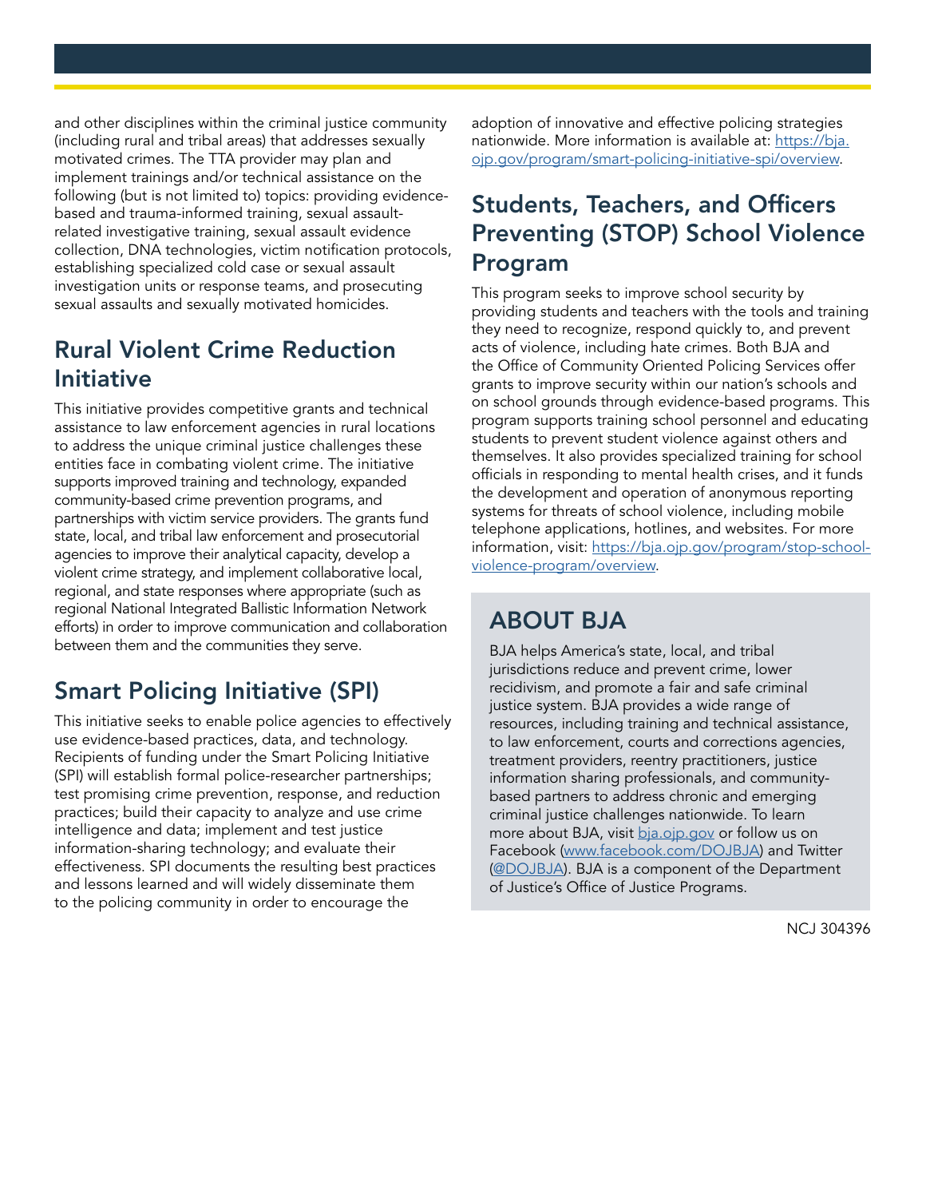and other disciplines within the criminal justice community (including rural and tribal areas) that addresses sexually motivated crimes. The TTA provider may plan and implement trainings and/or technical assistance on the following (but is not limited to) topics: providing evidence-based and trauma-informed training, sexual assault-related investigative training, sexual assault evidence collection, DNA technologies, victim notification protocols, establishing specialized cold case or sexual assault investigation units or response teams, and prosecuting sexual assaults and sexually motivated homicides.

## Rural Violent Crime Reduction Initiative

This initiative provides competitive grants and technical assistance to law enforcement agencies in rural locations to address the unique criminal justice challenges these entities face in combating violent crime. The initiative supports improved training and technology, expanded community-based crime prevention programs, and partnerships with victim service providers. The grants fund state, local, and tribal law enforcement and prosecutorial agencies to improve their analytical capacity, develop a violent crime strategy, and implement collaborative local, regional, and state responses where appropriate (such as regional National Integrated Ballistic Information Network efforts) in order to improve communication and collaboration between them and the communities they serve.

## Smart Policing Initiative (SPI)

This initiative seeks to enable police agencies to effectively use evidence-based practices, data, and technology. Recipients of funding under the Smart Policing Initiative (SPI) will establish formal police-researcher partnerships; test promising crime prevention, response, and reduction practices; build their capacity to analyze and use crime intelligence and data; implement and test justice information-sharing technology; and evaluate their effectiveness. SPI documents the resulting best practices and lessons learned and will widely disseminate them to the policing community in order to encourage the adoption of innovative and effective policing strategies nationwide. More information is available at: [https://bja.ojp.gov/program/smart-policing-initiative-spi/overview](https://bja.ojp.gov/program/smart-policing-initiative-spi/overview).

## Students, Teachers, and Officers Preventing (STOP) School Violence Program

This program seeks to improve school security by providing students and teachers with the tools and training they need to recognize, respond quickly to, and prevent acts of violence, including hate crimes. Both BJA and the Office of Community Oriented Policing Services offer grants to improve security within our nation's schools and on school grounds through evidence-based programs. This program supports training school personnel and educating students to prevent student violence against others and themselves. It also provides specialized training for school officials in responding to mental health crises, and it funds the development and operation of anonymous reporting systems for threats of school violence, including mobile telephone applications, hotlines, and websites. For more information, visit: [https://bja.ojp.gov/program/stop-school-violence-program/overview](https://bja.ojp.gov/program/stop-school-violence-program/overview).

## ABOUT BJA

BJA helps America's state, local, and tribal jurisdictions reduce and prevent crime, lower recidivism, and promote a fair and safe criminal justice system. BJA provides a wide range of resources, including training and technical assistance, to law enforcement, courts and corrections agencies, treatment providers, reentry practitioners, justice information sharing professionals, and community-based partners to address chronic and emerging criminal justice challenges nationwide. To learn more about BJA, visit [bja.ojp.gov](https://bja.ojp.gov) or follow us on Facebook ([www.facebook.com/DOJBJA](https://www.facebook.com/DOJBJA)) and Twitter ([@DOJBJA](https://twitter.com/DOJBJA)). BJA is a component of the Department of Justice's Office of Justice Programs.

NCJ 304396